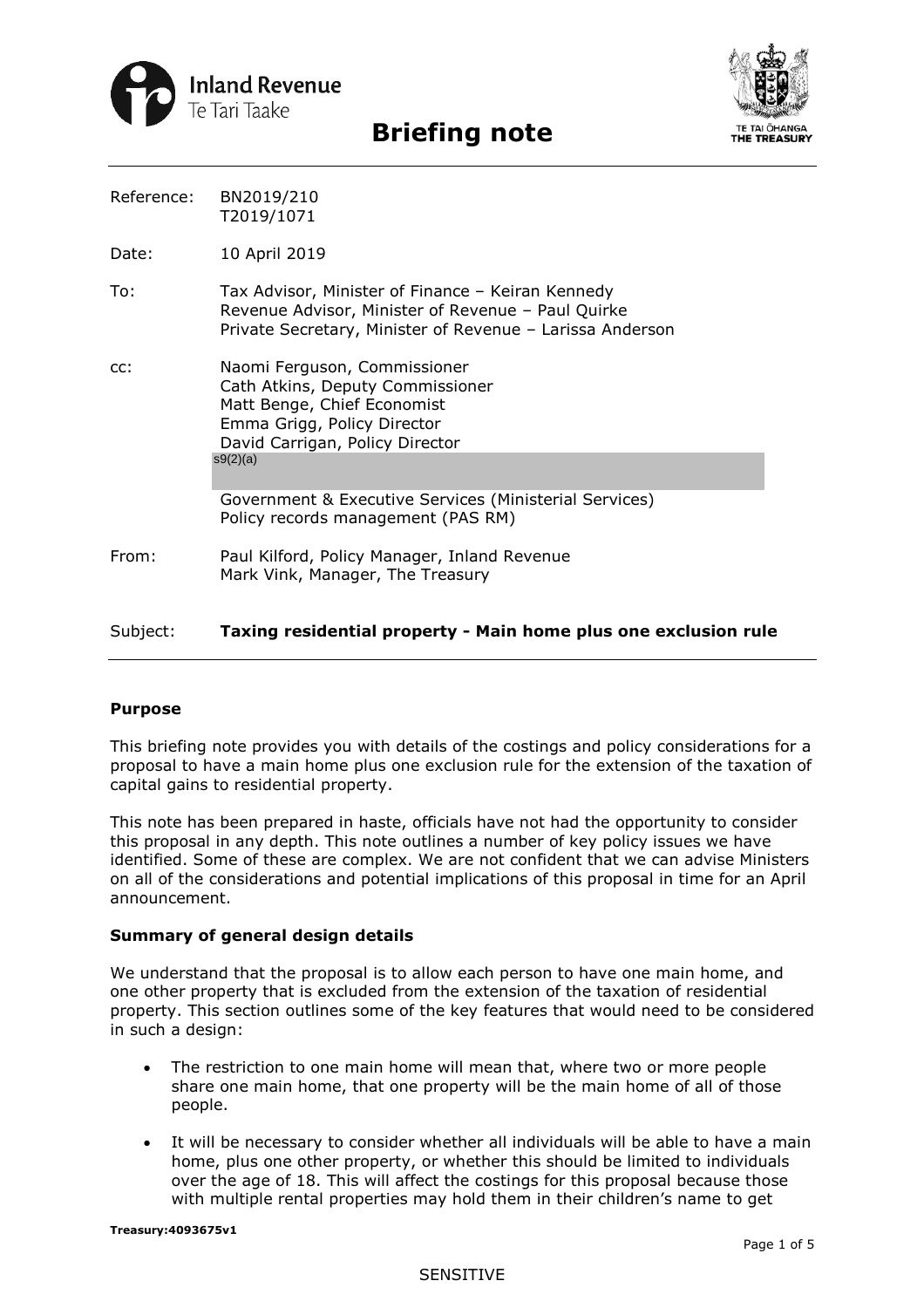**Inland Revenue**
Te Tari Taake

# Briefing note

TE TAI ŌHANGA
THE TREASURY

| | |
|---|---|
| Reference: | BN2019/210<br>T2019/1071 |
| Date: | 10 April 2019 |
| To: | Tax Advisor, Minister of Finance – Keiran Kennedy<br>Revenue Advisor, Minister of Revenue – Paul Quirke<br>Private Secretary, Minister of Revenue – Larissa Anderson |
| cc: | Naomi Ferguson, Commissioner<br>Cath Atkins, Deputy Commissioner<br>Matt Benge, Chief Economist<br>Emma Grigg, Policy Director<br>David Carrigan, Policy Director<br>s9(2)(a)<br>Government & Executive Services (Ministerial Services)<br>Policy records management (PAS RM) |
| From: | Paul Kilford, Policy Manager, Inland Revenue<br>Mark Vink, Manager, The Treasury |
| Subject: | **Taxing residential property - Main home plus one exclusion rule** |

**Purpose**

This briefing note provides you with details of the costings and policy considerations for a proposal to have a main home plus one exclusion rule for the extension of the taxation of capital gains to residential property.

This note has been prepared in haste, officials have not had the opportunity to consider this proposal in any depth. This note outlines a number of key policy issues we have identified. Some of these are complex. We are not confident that we can advise Ministers on all of the considerations and potential implications of this proposal in time for an April announcement.

**Summary of general design details**

We understand that the proposal is to allow each person to have one main home, and one other property that is excluded from the extension of the taxation of residential property. This section outlines some of the key features that would need to be considered in such a design:

- The restriction to one main home will mean that, where two or more people share one main home, that one property will be the main home of all of those people.
- It will be necessary to consider whether all individuals will be able to have a main home, plus one other property, or whether this should be limited to individuals over the age of 18. This will affect the costings for this proposal because those with multiple rental properties may hold them in their children's name to get

Treasury:4093675v1

SENSITIVE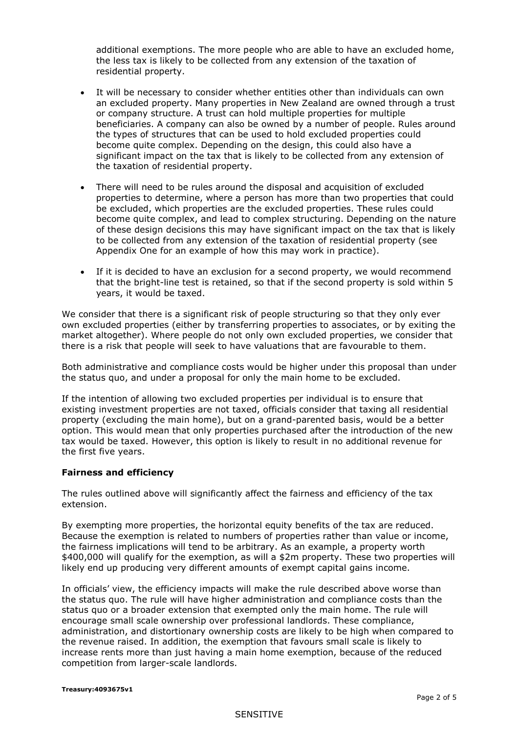additional exemptions. The more people who are able to have an excluded home, the less tax is likely to be collected from any extension of the taxation of residential property.

- It will be necessary to consider whether entities other than individuals can own an excluded property. Many properties in New Zealand are owned through a trust or company structure. A trust can hold multiple properties for multiple beneficiaries. A company can also be owned by a number of people. Rules around the types of structures that can be used to hold excluded properties could become quite complex. Depending on the design, this could also have a significant impact on the tax that is likely to be collected from any extension of the taxation of residential property.

- There will need to be rules around the disposal and acquisition of excluded properties to determine, where a person has more than two properties that could be excluded, which properties are the excluded properties. These rules could become quite complex, and lead to complex structuring. Depending on the nature of these design decisions this may have significant impact on the tax that is likely to be collected from any extension of the taxation of residential property (see Appendix One for an example of how this may work in practice).

- If it is decided to have an exclusion for a second property, we would recommend that the bright-line test is retained, so that if the second property is sold within 5 years, it would be taxed.

We consider that there is a significant risk of people structuring so that they only ever own excluded properties (either by transferring properties to associates, or by exiting the market altogether). Where people do not only own excluded properties, we consider that there is a risk that people will seek to have valuations that are favourable to them.

Both administrative and compliance costs would be higher under this proposal than under the status quo, and under a proposal for only the main home to be excluded.

If the intention of allowing two excluded properties per individual is to ensure that existing investment properties are not taxed, officials consider that taxing all residential property (excluding the main home), but on a grand-parented basis, would be a better option. This would mean that only properties purchased after the introduction of the new tax would be taxed. However, this option is likely to result in no additional revenue for the first five years.

### Fairness and efficiency

The rules outlined above will significantly affect the fairness and efficiency of the tax extension.

By exempting more properties, the horizontal equity benefits of the tax are reduced. Because the exemption is related to numbers of properties rather than value or income, the fairness implications will tend to be arbitrary. As an example, a property worth $400,000 will qualify for the exemption, as will a $2m property. These two properties will likely end up producing very different amounts of exempt capital gains income.

In officials' view, the efficiency impacts will make the rule described above worse than the status quo. The rule will have higher administration and compliance costs than the status quo or a broader extension that exempted only the main home. The rule will encourage small scale ownership over professional landlords. These compliance, administration, and distortionary ownership costs are likely to be high when compared to the revenue raised. In addition, the exemption that favours small scale is likely to increase rents more than just having a main home exemption, because of the reduced competition from larger-scale landlords.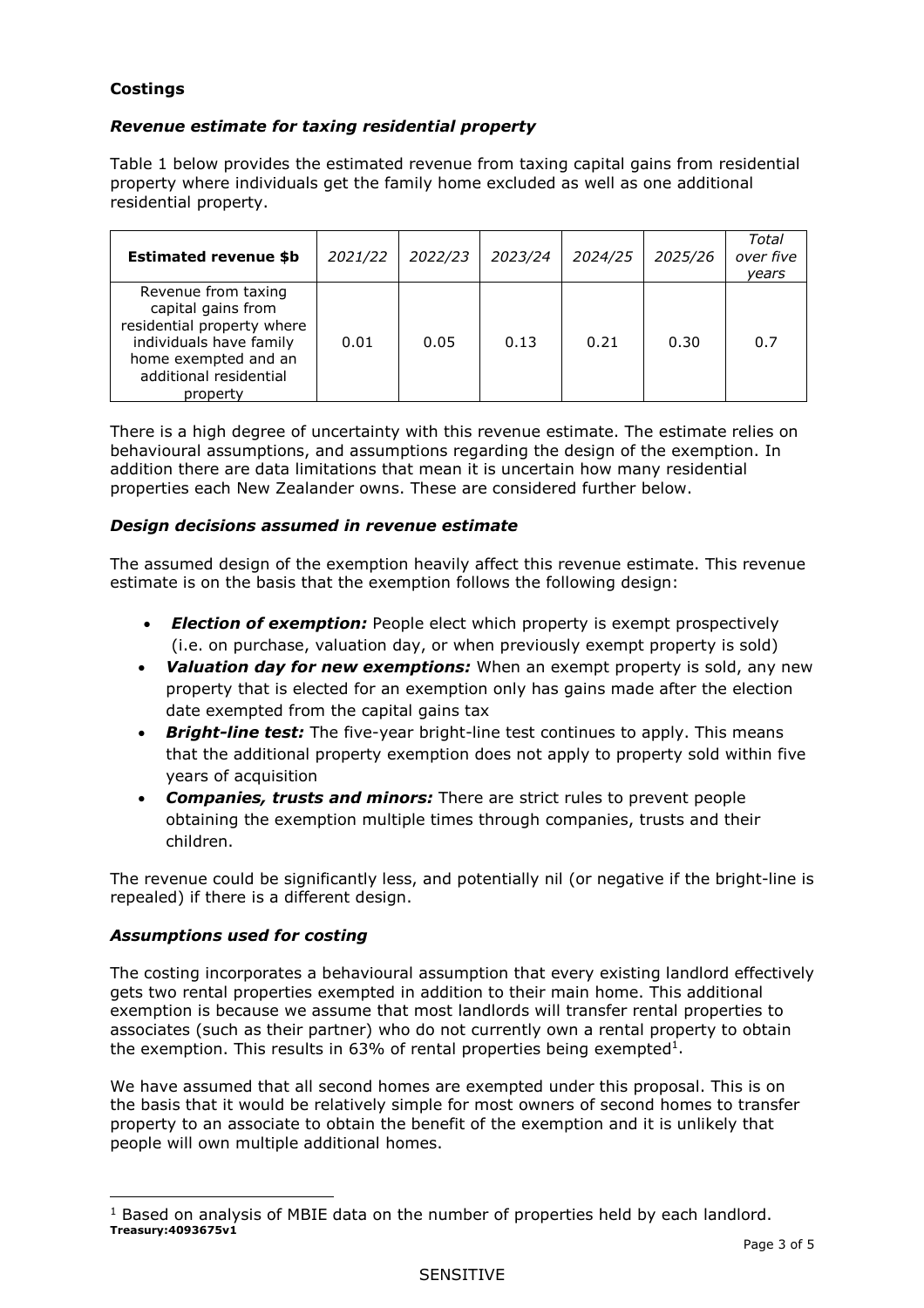## Costings

### *Revenue estimate for taxing residential property*

Table 1 below provides the estimated revenue from taxing capital gains from residential property where individuals get the family home excluded as well as one additional residential property.

| Estimated revenue $b | *2021/22* | *2022/23* | *2023/24* | *2024/25* | *2025/26* | *Total over five years* |
|---|---|---|---|---|---|---|
| Revenue from taxing capital gains from residential property where individuals have family home exempted and an additional residential property | 0.01 | 0.05 | 0.13 | 0.21 | 0.30 | 0.7 |

There is a high degree of uncertainty with this revenue estimate. The estimate relies on behavioural assumptions, and assumptions regarding the design of the exemption. In addition there are data limitations that mean it is uncertain how many residential properties each New Zealander owns. These are considered further below.

### *Design decisions assumed in revenue estimate*

The assumed design of the exemption heavily affect this revenue estimate. This revenue estimate is on the basis that the exemption follows the following design:

- ***Election of exemption:*** People elect which property is exempt prospectively (i.e. on purchase, valuation day, or when previously exempt property is sold)
- ***Valuation day for new exemptions:*** When an exempt property is sold, any new property that is elected for an exemption only has gains made after the election date exempted from the capital gains tax
- ***Bright-line test:*** The five-year bright-line test continues to apply. This means that the additional property exemption does not apply to property sold within five years of acquisition
- ***Companies, trusts and minors:*** There are strict rules to prevent people obtaining the exemption multiple times through companies, trusts and their children.

The revenue could be significantly less, and potentially nil (or negative if the bright-line is repealed) if there is a different design.

### *Assumptions used for costing*

The costing incorporates a behavioural assumption that every existing landlord effectively gets two rental properties exempted in addition to their main home. This additional exemption is because we assume that most landlords will transfer rental properties to associates (such as their partner) who do not currently own a rental property to obtain the exemption. This results in 63% of rental properties being exempted[1].

We have assumed that all second homes are exempted under this proposal. This is on the basis that it would be relatively simple for most owners of second homes to transfer property to an associate to obtain the benefit of the exemption and it is unlikely that people will own multiple additional homes.

[1] Based on analysis of MBIE data on the number of properties held by each landlord.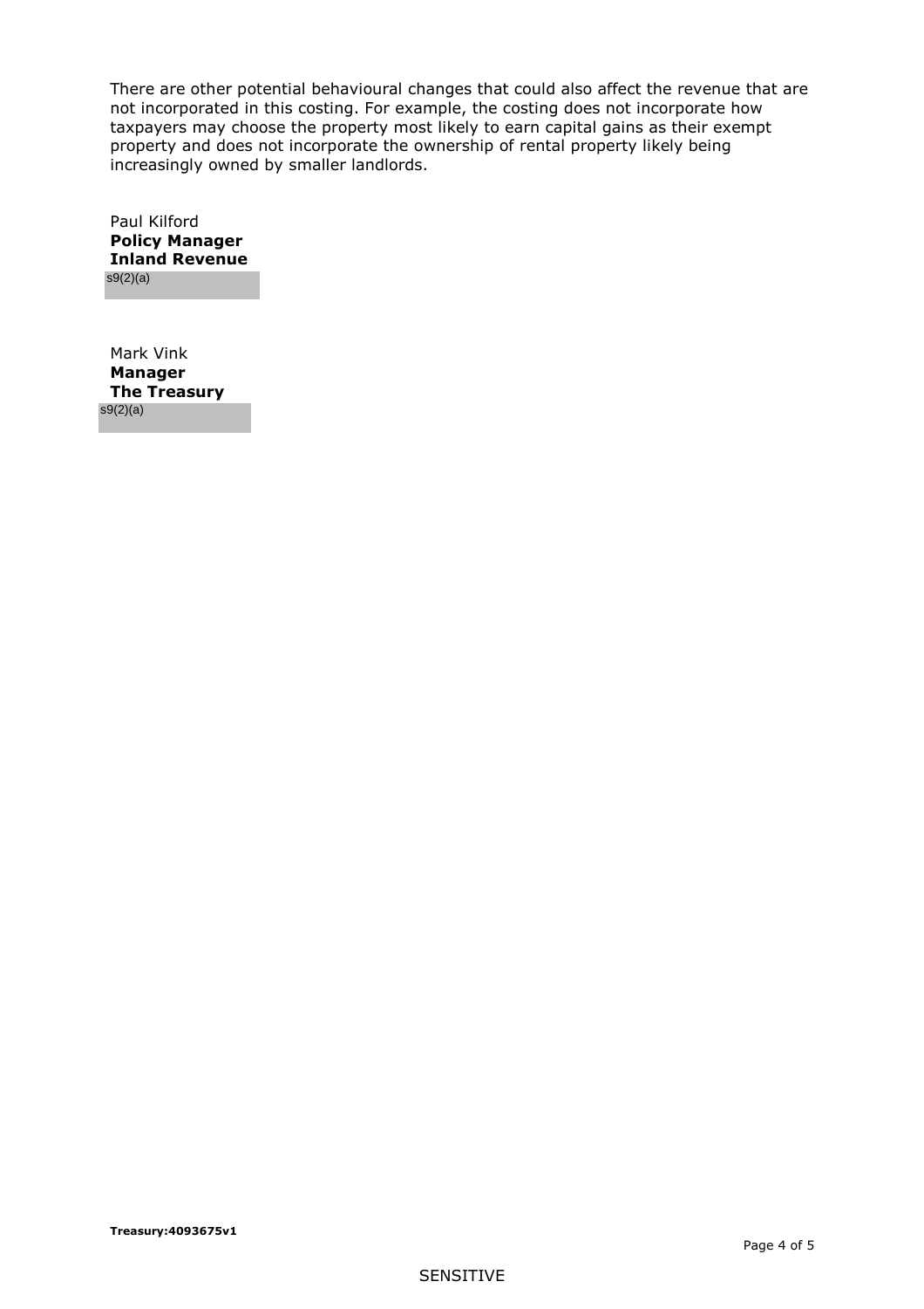There are other potential behavioural changes that could also affect the revenue that are not incorporated in this costing. For example, the costing does not incorporate how taxpayers may choose the property most likely to earn capital gains as their exempt property and does not incorporate the ownership of rental property likely being increasingly owned by smaller landlords.

Paul Kilford
**Policy Manager**
**Inland Revenue**
s9(2)(a)

Mark Vink
**Manager**
**The Treasury**
s9(2)(a)

**Treasury:4093675v1**

SENSITIVE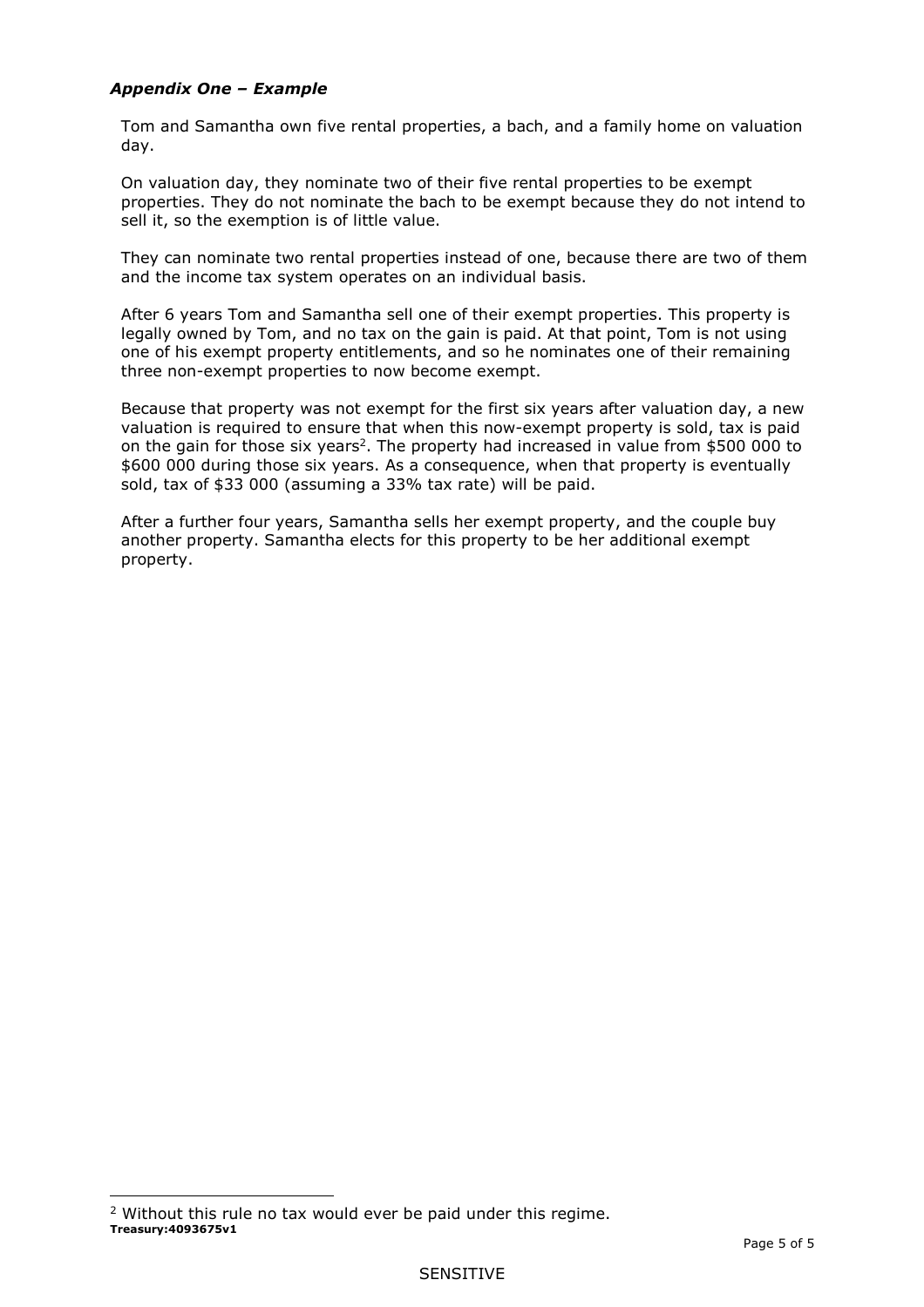***Appendix One – Example***

Tom and Samantha own five rental properties, a bach, and a family home on valuation day.

On valuation day, they nominate two of their five rental properties to be exempt properties. They do not nominate the bach to be exempt because they do not intend to sell it, so the exemption is of little value.

They can nominate two rental properties instead of one, because there are two of them and the income tax system operates on an individual basis.

After 6 years Tom and Samantha sell one of their exempt properties. This property is legally owned by Tom, and no tax on the gain is paid. At that point, Tom is not using one of his exempt property entitlements, and so he nominates one of their remaining three non-exempt properties to now become exempt.

Because that property was not exempt for the first six years after valuation day, a new valuation is required to ensure that when this now-exempt property is sold, tax is paid on the gain for those six years[2]. The property had increased in value from \$500 000 to \$600 000 during those six years. As a consequence, when that property is eventually sold, tax of \$33 000 (assuming a 33% tax rate) will be paid.

After a further four years, Samantha sells her exempt property, and the couple buy another property. Samantha elects for this property to be her additional exempt property.

[2] Without this rule no tax would ever be paid under this regime.

**Treasury:4093675v1**

SENSITIVE